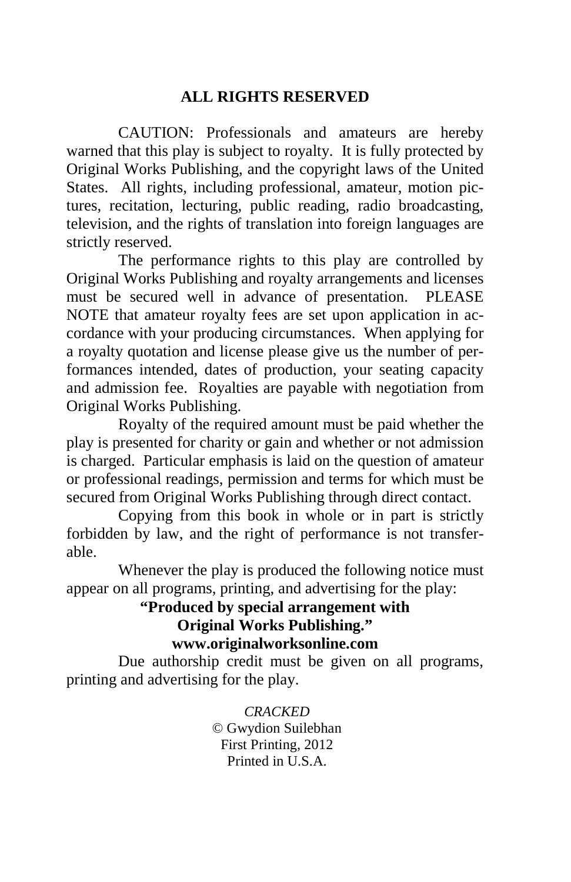## ALL RIGHTS RESERVED

CAUTION: Professionals and amateurs are hereby warned that this play is subject to royalty. It is fully protected by Original Works Publishing, and the copyright laws of the United States. All rights, including professional, amateur, motion pictures, recitation, lecturing, public reading, radio broadcasting, television, and the rights of translation into foreign languages are strictly reserved.

The performance rights to this play are controlled by Original Works Publishing and royalty arrangements and licenses must be secured well in advance of presentation. PLEASE NOTE that amateur royalty fees are set upon application in accordance with your producing circumstances. When applying for a royalty quotation and license please give us the number of performances intended, dates of production, your seating capacity and admission fee. Royalties are payable with negotiation from Original Works Publishing.

Royalty of the required amount must be paid whether the play is presented for charity or gain and whether or not admission is charged. Particular emphasis is laid on the question of amateur or professional readings, permission and terms for which must be secured from Original Works Publishing through direct contact.

Copying from this book in whole or in part is strictly forbidden by law, and the right of performance is not transferable.

Whenever the play is produced the following notice must appear on all programs, printing, and advertising for the play:

**"Produced by special arrangement with**
**Original Works Publishing."**
**www.originalworksonline.com**

Due authorship credit must be given on all programs, printing and advertising for the play.

*CRACKED*
© Gwydion Suilebhan
First Printing, 2012
Printed in U.S.A.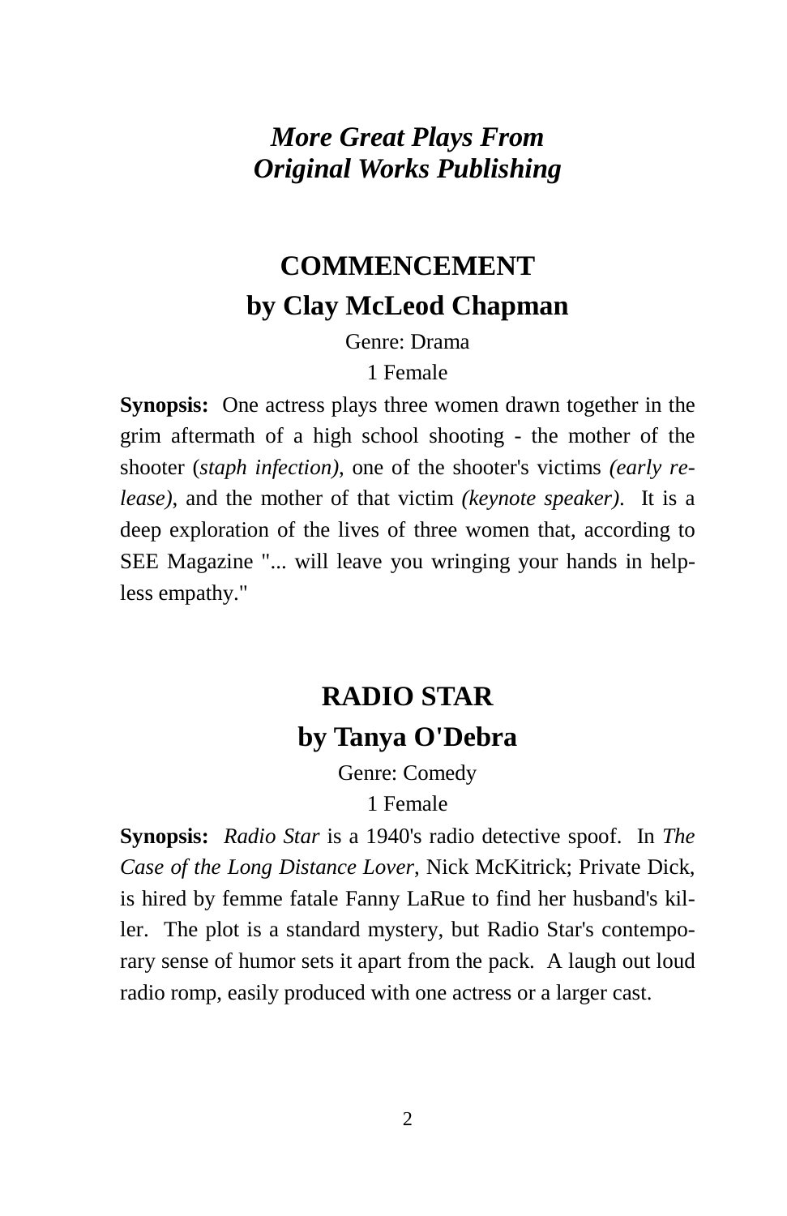## *More Great Plays From Original Works Publishing*

## COMMENCEMENT

### by Clay McLeod Chapman

Genre: Drama

1 Female

**Synopsis:** One actress plays three women drawn together in the grim aftermath of a high school shooting - the mother of the shooter (*staph infection)*, one of the shooter's victims *(early release)*, and the mother of that victim *(keynote speaker)*. It is a deep exploration of the lives of three women that, according to SEE Magazine "... will leave you wringing your hands in helpless empathy."

## RADIO STAR

### by Tanya O'Debra

Genre: Comedy

1 Female

**Synopsis:** *Radio Star* is a 1940's radio detective spoof. In *The Case of the Long Distance Lover*, Nick McKitrick; Private Dick, is hired by femme fatale Fanny LaRue to find her husband's killer. The plot is a standard mystery, but Radio Star's contemporary sense of humor sets it apart from the pack. A laugh out loud radio romp, easily produced with one actress or a larger cast.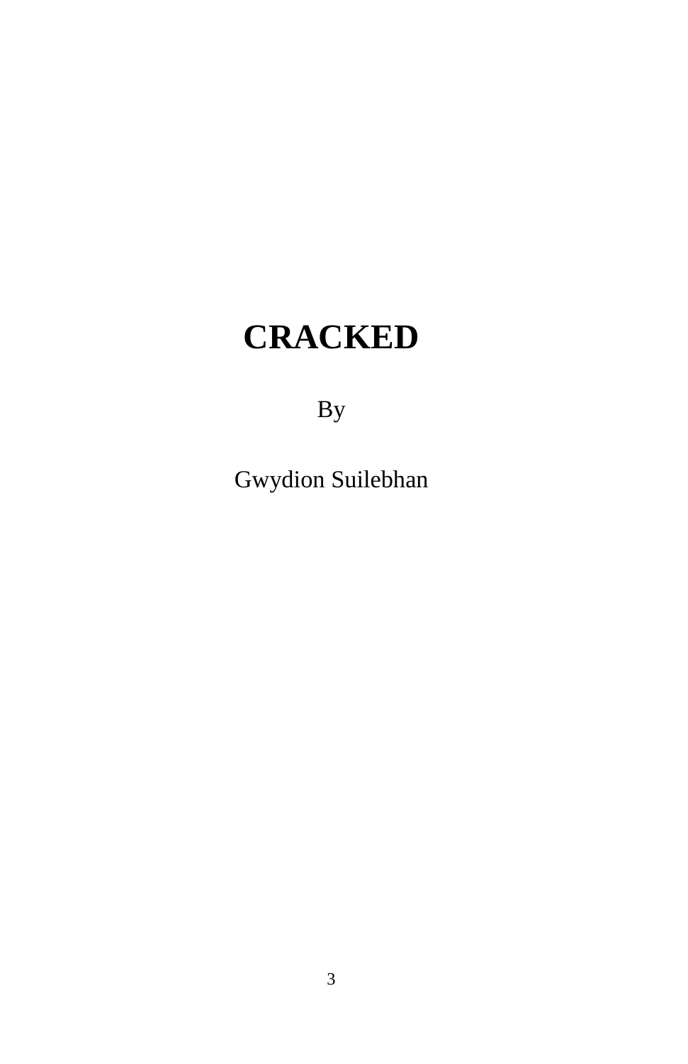# CRACKED

By

Gwydion Suilebhan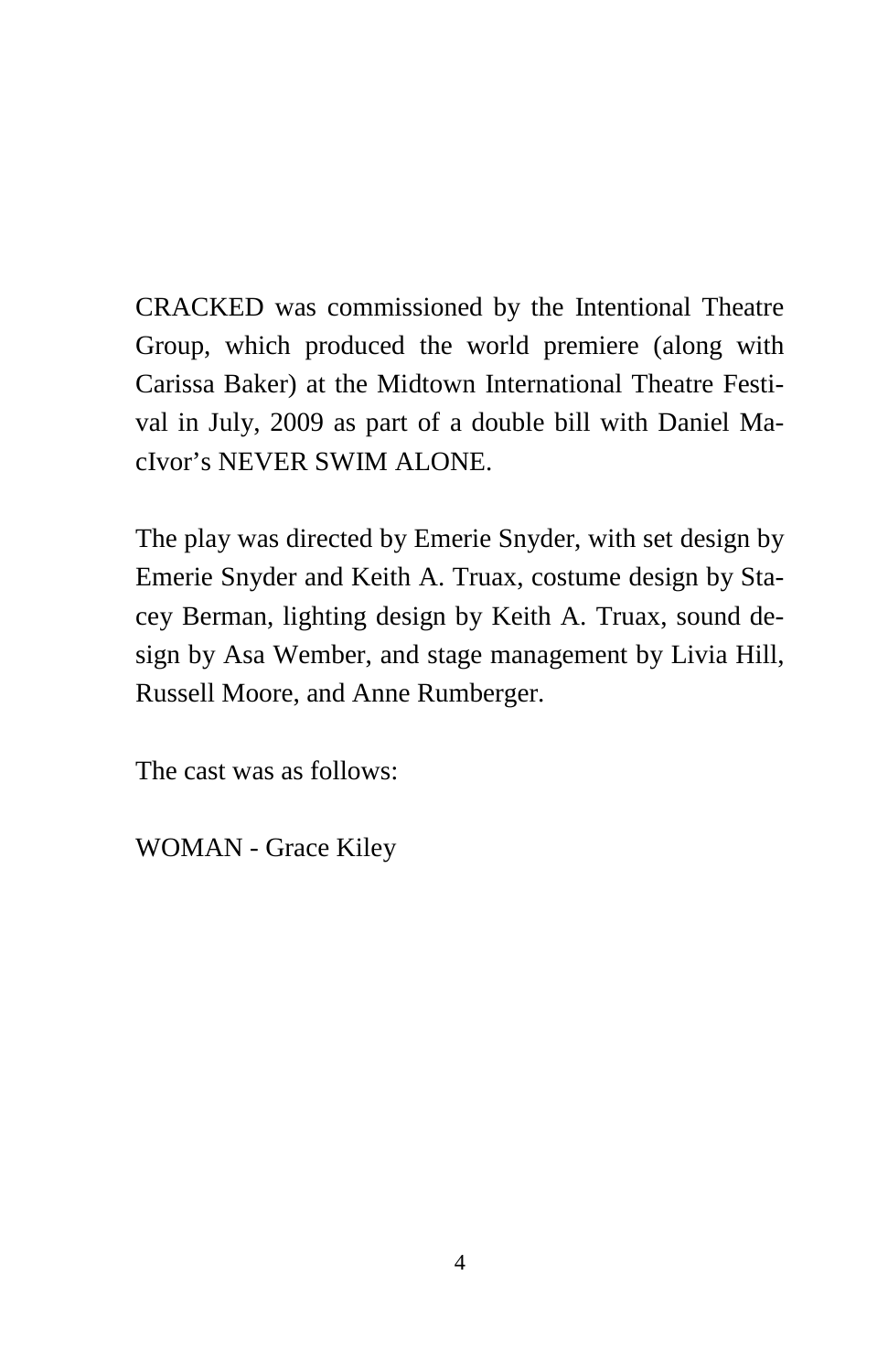CRACKED was commissioned by the Intentional Theatre Group, which produced the world premiere (along with Carissa Baker) at the Midtown International Theatre Festival in July, 2009 as part of a double bill with Daniel MacIvor's NEVER SWIM ALONE.

The play was directed by Emerie Snyder, with set design by Emerie Snyder and Keith A. Truax, costume design by Stacey Berman, lighting design by Keith A. Truax, sound design by Asa Wember, and stage management by Livia Hill, Russell Moore, and Anne Rumberger.

The cast was as follows:

WOMAN - Grace Kiley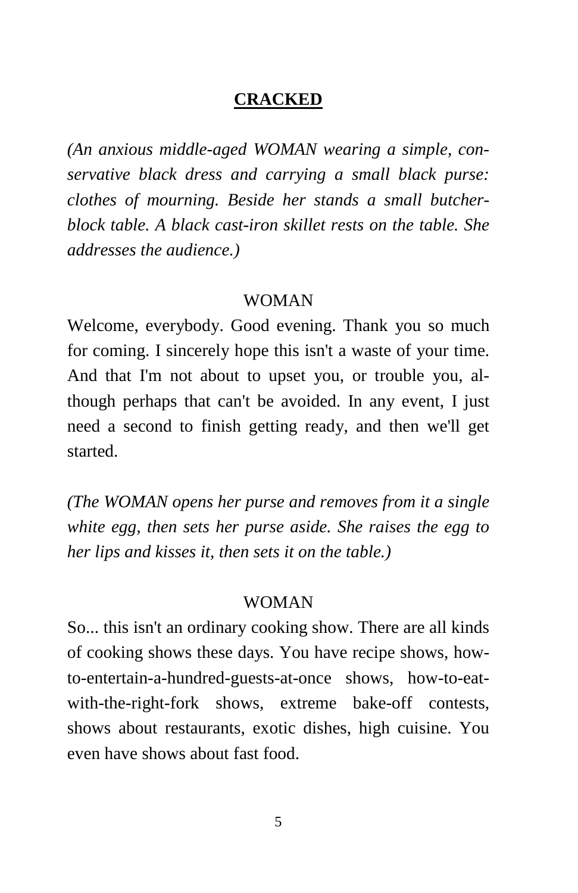**CRACKED**

*(An anxious middle-aged WOMAN wearing a simple, conservative black dress and carrying a small black purse: clothes of mourning. Beside her stands a small butcher-block table. A black cast-iron skillet rests on the table. She addresses the audience.)*

WOMAN

Welcome, everybody. Good evening. Thank you so much for coming. I sincerely hope this isn't a waste of your time. And that I'm not about to upset you, or trouble you, although perhaps that can't be avoided. In any event, I just need a second to finish getting ready, and then we'll get started.

*(The WOMAN opens her purse and removes from it a single white egg, then sets her purse aside. She raises the egg to her lips and kisses it, then sets it on the table.)*

WOMAN

So... this isn't an ordinary cooking show. There are all kinds of cooking shows these days. You have recipe shows, how-to-entertain-a-hundred-guests-at-once shows, how-to-eat-with-the-right-fork shows, extreme bake-off contests, shows about restaurants, exotic dishes, high cuisine. You even have shows about fast food.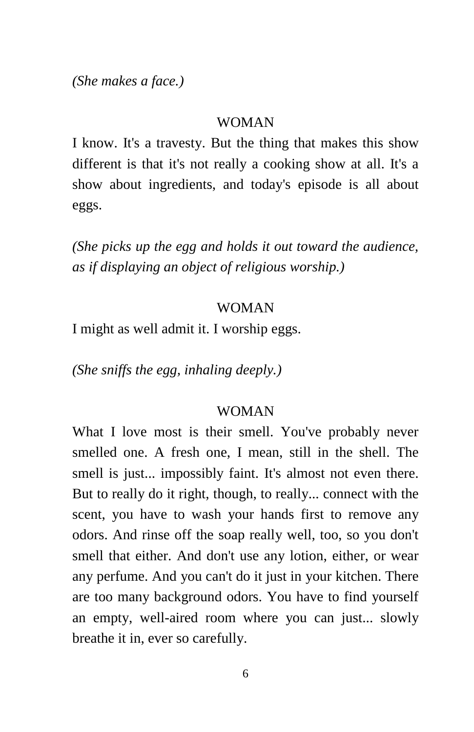*(She makes a face.)*

WOMAN

I know. It's a travesty. But the thing that makes this show different is that it's not really a cooking show at all. It's a show about ingredients, and today's episode is all about eggs.

*(She picks up the egg and holds it out toward the audience, as if displaying an object of religious worship.)*

WOMAN

I might as well admit it. I worship eggs.

*(She sniffs the egg, inhaling deeply.)*

WOMAN

What I love most is their smell. You've probably never smelled one. A fresh one, I mean, still in the shell. The smell is just... impossibly faint. It's almost not even there. But to really do it right, though, to really... connect with the scent, you have to wash your hands first to remove any odors. And rinse off the soap really well, too, so you don't smell that either. And don't use any lotion, either, or wear any perfume. And you can't do it just in your kitchen. There are too many background odors. You have to find yourself an empty, well-aired room where you can just... slowly breathe it in, ever so carefully.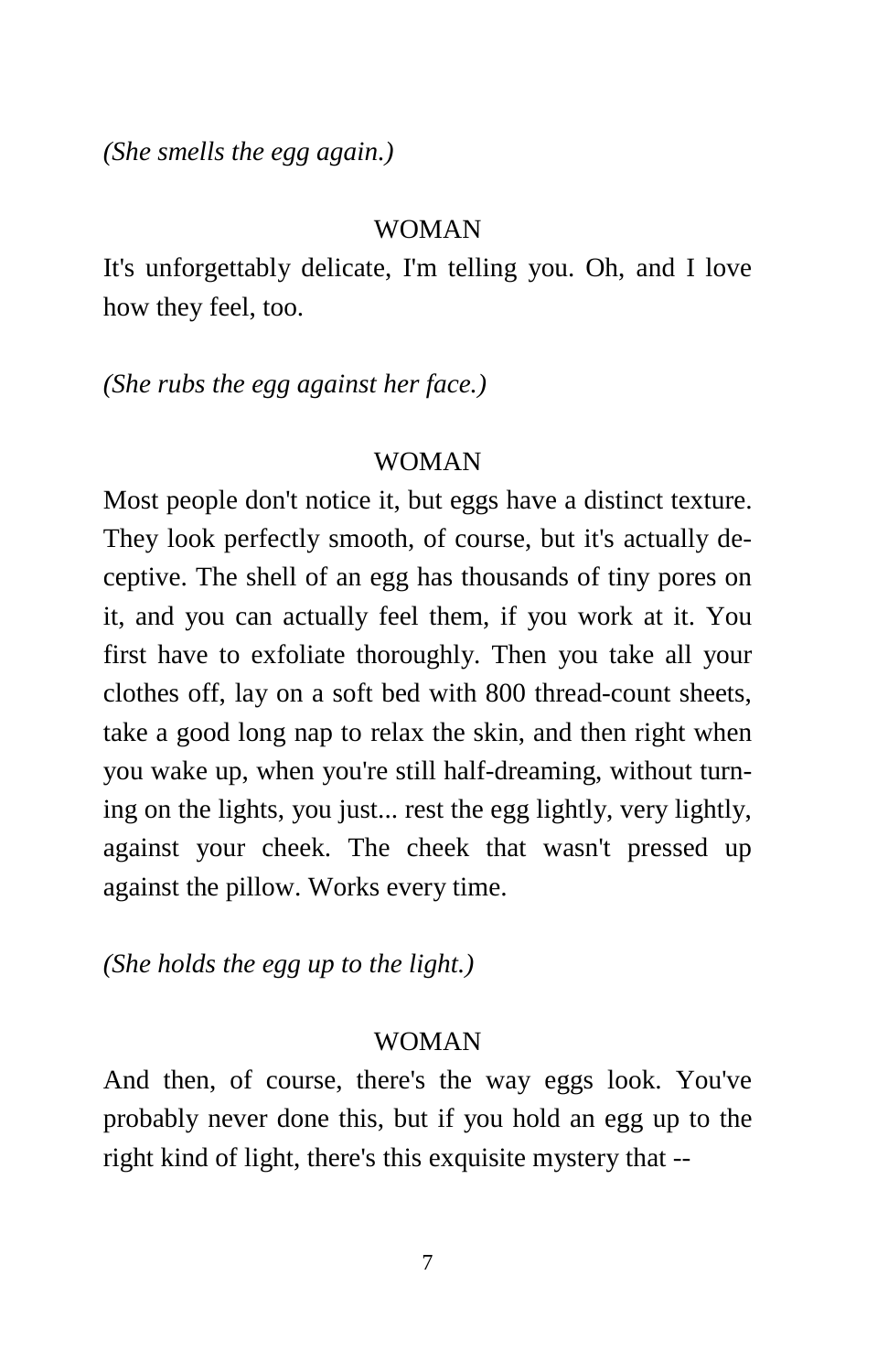*(She smells the egg again.)*

WOMAN

It's unforgettably delicate, I'm telling you. Oh, and I love how they feel, too.

*(She rubs the egg against her face.)*

WOMAN

Most people don't notice it, but eggs have a distinct texture. They look perfectly smooth, of course, but it's actually deceptive. The shell of an egg has thousands of tiny pores on it, and you can actually feel them, if you work at it. You first have to exfoliate thoroughly. Then you take all your clothes off, lay on a soft bed with 800 thread-count sheets, take a good long nap to relax the skin, and then right when you wake up, when you're still half-dreaming, without turning on the lights, you just... rest the egg lightly, very lightly, against your cheek. The cheek that wasn't pressed up against the pillow. Works every time.

*(She holds the egg up to the light.)*

WOMAN

And then, of course, there's the way eggs look. You've probably never done this, but if you hold an egg up to the right kind of light, there's this exquisite mystery that --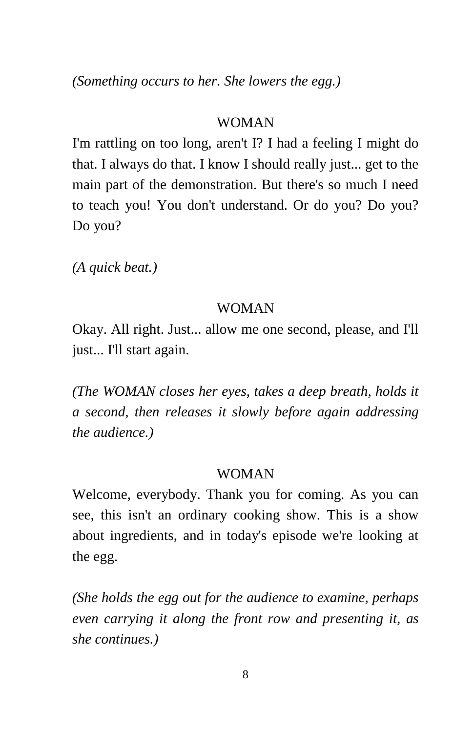*(Something occurs to her. She lowers the egg.)*

WOMAN

I'm rattling on too long, aren't I? I had a feeling I might do that. I always do that. I know I should really just... get to the main part of the demonstration. But there's so much I need to teach you! You don't understand. Or do you? Do you? Do you?

*(A quick beat.)*

WOMAN

Okay. All right. Just... allow me one second, please, and I'll just... I'll start again.

*(The WOMAN closes her eyes, takes a deep breath, holds it a second, then releases it slowly before again addressing the audience.)*

WOMAN

Welcome, everybody. Thank you for coming. As you can see, this isn't an ordinary cooking show. This is a show about ingredients, and in today's episode we're looking at the egg.

*(She holds the egg out for the audience to examine, perhaps even carrying it along the front row and presenting it, as she continues.)*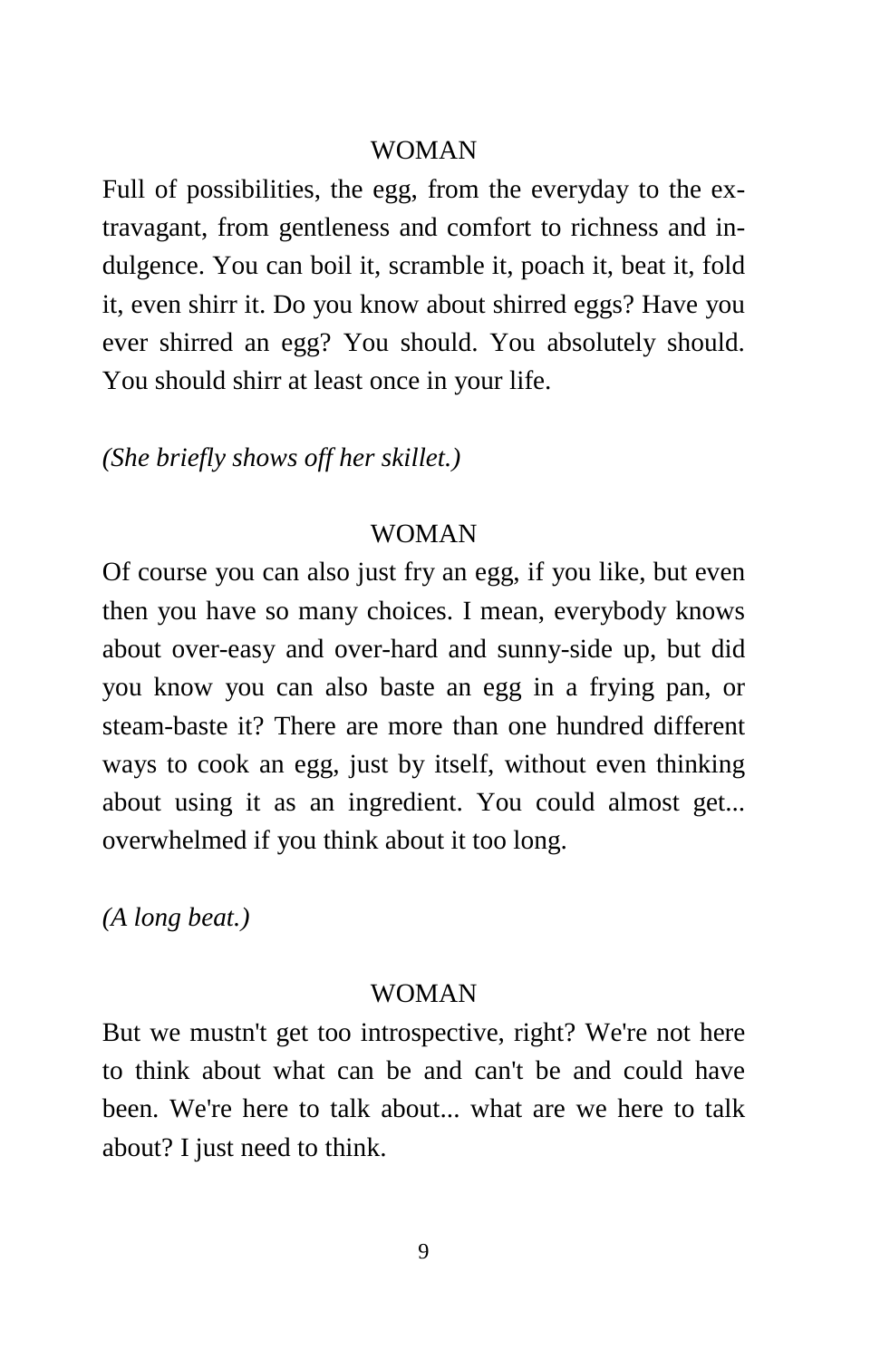WOMAN

Full of possibilities, the egg, from the everyday to the extravagant, from gentleness and comfort to richness and indulgence. You can boil it, scramble it, poach it, beat it, fold it, even shirr it. Do you know about shirred eggs? Have you ever shirred an egg? You should. You absolutely should. You should shirr at least once in your life.

*(She briefly shows off her skillet.)*

WOMAN

Of course you can also just fry an egg, if you like, but even then you have so many choices. I mean, everybody knows about over-easy and over-hard and sunny-side up, but did you know you can also baste an egg in a frying pan, or steam-baste it? There are more than one hundred different ways to cook an egg, just by itself, without even thinking about using it as an ingredient. You could almost get... overwhelmed if you think about it too long.

*(A long beat.)*

WOMAN

But we mustn't get too introspective, right? We're not here to think about what can be and can't be and could have been. We're here to talk about... what are we here to talk about? I just need to think.